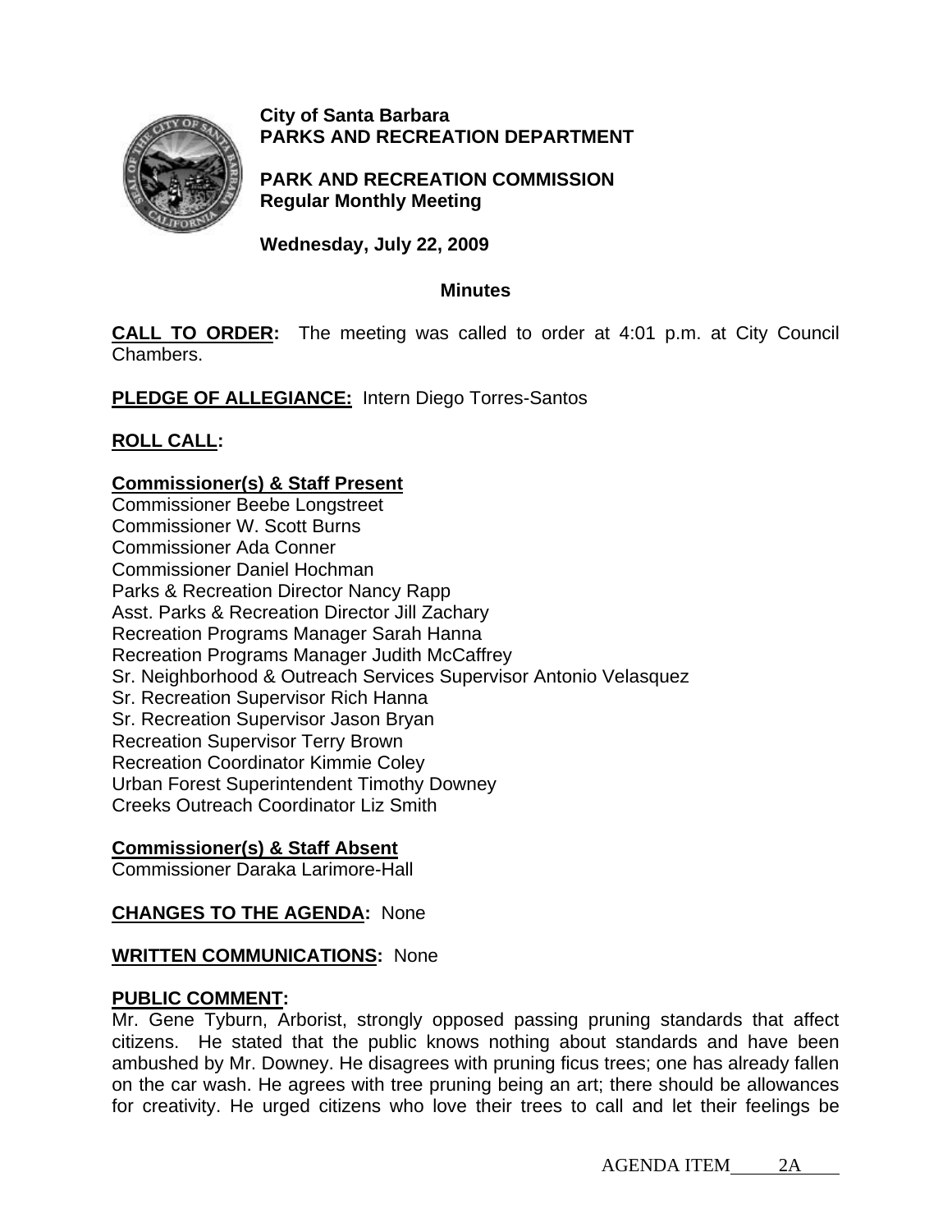**City of Santa Barbara**
**PARKS AND RECREATION DEPARTMENT**

**PARK AND RECREATION COMMISSION**
**Regular Monthly Meeting**

**Wednesday, July 22, 2009**

**Minutes**

**CALL TO ORDER:** The meeting was called to order at 4:01 p.m. at City Council Chambers.

**PLEDGE OF ALLEGIANCE:** Intern Diego Torres-Santos

**ROLL CALL:**

**Commissioner(s) & Staff Present**
Commissioner Beebe Longstreet
Commissioner W. Scott Burns
Commissioner Ada Conner
Commissioner Daniel Hochman
Parks & Recreation Director Nancy Rapp
Asst. Parks & Recreation Director Jill Zachary
Recreation Programs Manager Sarah Hanna
Recreation Programs Manager Judith McCaffrey
Sr. Neighborhood & Outreach Services Supervisor Antonio Velasquez
Sr. Recreation Supervisor Rich Hanna
Sr. Recreation Supervisor Jason Bryan
Recreation Supervisor Terry Brown
Recreation Coordinator Kimmie Coley
Urban Forest Superintendent Timothy Downey
Creeks Outreach Coordinator Liz Smith

**Commissioner(s) & Staff Absent**
Commissioner Daraka Larimore-Hall

**CHANGES TO THE AGENDA:** None

**WRITTEN COMMUNICATIONS:** None

**PUBLIC COMMENT:**
Mr. Gene Tyburn, Arborist, strongly opposed passing pruning standards that affect citizens. He stated that the public knows nothing about standards and have been ambushed by Mr. Downey. He disagrees with pruning ficus trees; one has already fallen on the car wash. He agrees with tree pruning being an art; there should be allowances for creativity. He urged citizens who love their trees to call and let their feelings be

AGENDA ITEM 2A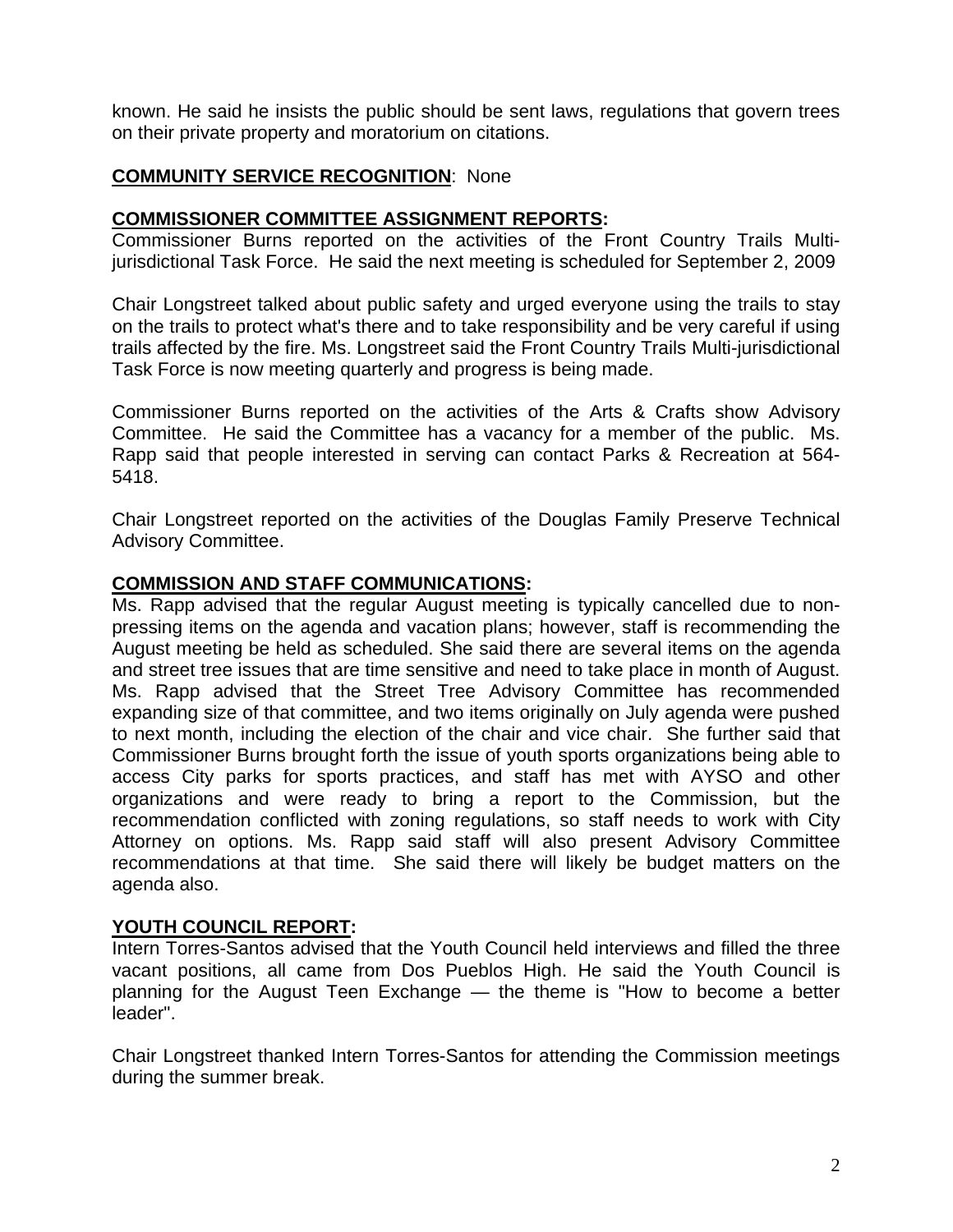known. He said he insists the public should be sent laws, regulations that govern trees on their private property and moratorium on citations.

**COMMUNITY SERVICE RECOGNITION**: None

**COMMISSIONER COMMITTEE ASSIGNMENT REPORTS:**

Commissioner Burns reported on the activities of the Front Country Trails Multi-jurisdictional Task Force. He said the next meeting is scheduled for September 2, 2009

Chair Longstreet talked about public safety and urged everyone using the trails to stay on the trails to protect what's there and to take responsibility and be very careful if using trails affected by the fire. Ms. Longstreet said the Front Country Trails Multi-jurisdictional Task Force is now meeting quarterly and progress is being made.

Commissioner Burns reported on the activities of the Arts & Crafts show Advisory Committee. He said the Committee has a vacancy for a member of the public. Ms. Rapp said that people interested in serving can contact Parks & Recreation at 564-5418.

Chair Longstreet reported on the activities of the Douglas Family Preserve Technical Advisory Committee.

**COMMISSION AND STAFF COMMUNICATIONS:**

Ms. Rapp advised that the regular August meeting is typically cancelled due to non-pressing items on the agenda and vacation plans; however, staff is recommending the August meeting be held as scheduled. She said there are several items on the agenda and street tree issues that are time sensitive and need to take place in month of August. Ms. Rapp advised that the Street Tree Advisory Committee has recommended expanding size of that committee, and two items originally on July agenda were pushed to next month, including the election of the chair and vice chair. She further said that Commissioner Burns brought forth the issue of youth sports organizations being able to access City parks for sports practices, and staff has met with AYSO and other organizations and were ready to bring a report to the Commission, but the recommendation conflicted with zoning regulations, so staff needs to work with City Attorney on options. Ms. Rapp said staff will also present Advisory Committee recommendations at that time. She said there will likely be budget matters on the agenda also.

**YOUTH COUNCIL REPORT:**

Intern Torres-Santos advised that the Youth Council held interviews and filled the three vacant positions, all came from Dos Pueblos High. He said the Youth Council is planning for the August Teen Exchange — the theme is "How to become a better leader".

Chair Longstreet thanked Intern Torres-Santos for attending the Commission meetings during the summer break.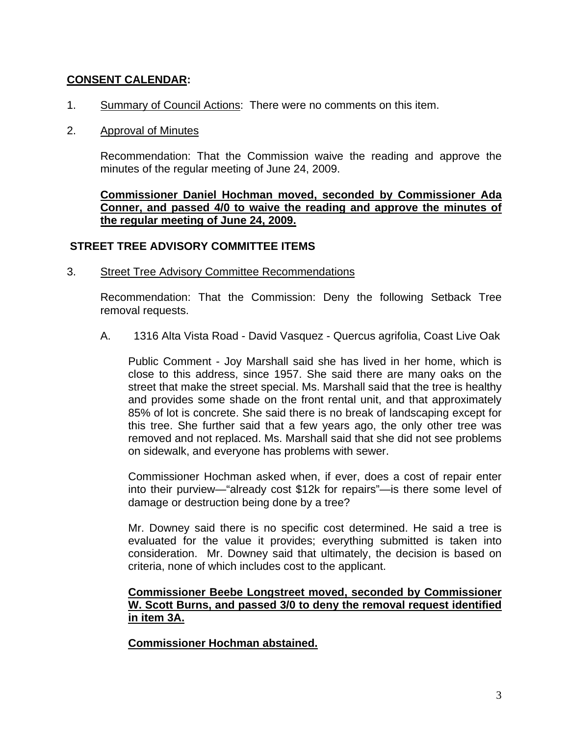**<u>CONSENT CALENDAR</u>:**

1. <u>Summary of Council Actions</u>: There were no comments on this item.

2. <u>Approval of Minutes</u>

   Recommendation: That the Commission waive the reading and approve the minutes of the regular meeting of June 24, 2009.

   **<u>Commissioner Daniel Hochman moved, seconded by Commissioner Ada Conner, and passed 4/0 to waive the reading and approve the minutes of the regular meeting of June 24, 2009.</u>**

**STREET TREE ADVISORY COMMITTEE ITEMS**

3. <u>Street Tree Advisory Committee Recommendations</u>

   Recommendation: That the Commission: Deny the following Setback Tree removal requests.

   A. 1316 Alta Vista Road - David Vasquez - Quercus agrifolia, Coast Live Oak

      Public Comment - Joy Marshall said she has lived in her home, which is close to this address, since 1957. She said there are many oaks on the street that make the street special. Ms. Marshall said that the tree is healthy and provides some shade on the front rental unit, and that approximately 85% of lot is concrete. She said there is no break of landscaping except for this tree. She further said that a few years ago, the only other tree was removed and not replaced. Ms. Marshall said that she did not see problems on sidewalk, and everyone has problems with sewer.

      Commissioner Hochman asked when, if ever, does a cost of repair enter into their purview—"already cost $12k for repairs"—is there some level of damage or destruction being done by a tree?

      Mr. Downey said there is no specific cost determined. He said a tree is evaluated for the value it provides; everything submitted is taken into consideration. Mr. Downey said that ultimately, the decision is based on criteria, none of which includes cost to the applicant.

      **<u>Commissioner Beebe Longstreet moved, seconded by Commissioner W. Scott Burns, and passed 3/0 to deny the removal request identified in item 3A.</u>**

      **<u>Commissioner Hochman abstained.</u>**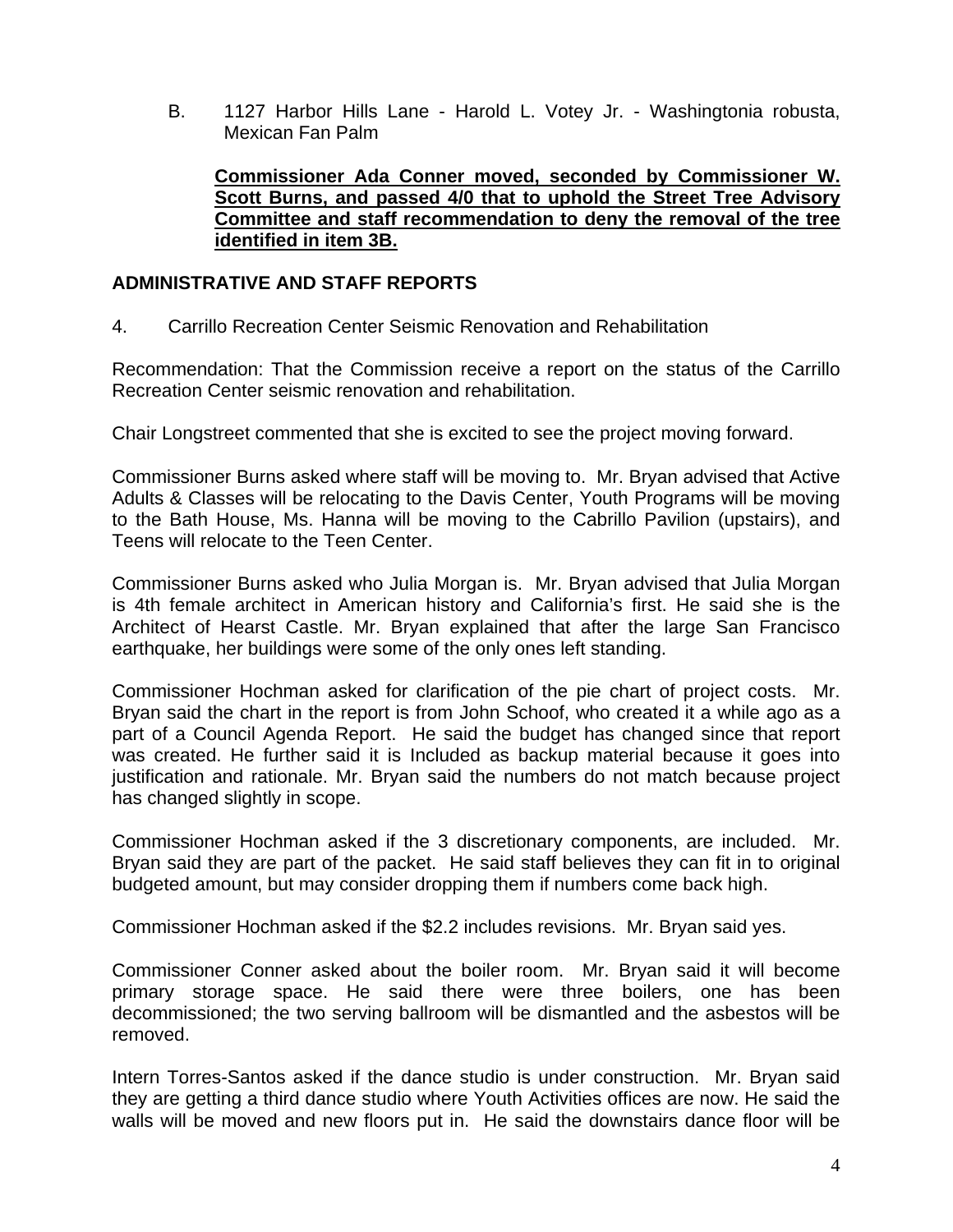B. 1127 Harbor Hills Lane - Harold L. Votey Jr. - Washingtonia robusta, Mexican Fan Palm

**Commissioner Ada Conner moved, seconded by Commissioner W. Scott Burns, and passed 4/0 that to uphold the Street Tree Advisory Committee and staff recommendation to deny the removal of the tree identified in item 3B.**

## ADMINISTRATIVE AND STAFF REPORTS

4. Carrillo Recreation Center Seismic Renovation and Rehabilitation

Recommendation: That the Commission receive a report on the status of the Carrillo Recreation Center seismic renovation and rehabilitation.

Chair Longstreet commented that she is excited to see the project moving forward.

Commissioner Burns asked where staff will be moving to. Mr. Bryan advised that Active Adults & Classes will be relocating to the Davis Center, Youth Programs will be moving to the Bath House, Ms. Hanna will be moving to the Cabrillo Pavilion (upstairs), and Teens will relocate to the Teen Center.

Commissioner Burns asked who Julia Morgan is. Mr. Bryan advised that Julia Morgan is 4th female architect in American history and California's first. He said she is the Architect of Hearst Castle. Mr. Bryan explained that after the large San Francisco earthquake, her buildings were some of the only ones left standing.

Commissioner Hochman asked for clarification of the pie chart of project costs. Mr. Bryan said the chart in the report is from John Schoof, who created it a while ago as a part of a Council Agenda Report. He said the budget has changed since that report was created. He further said it is Included as backup material because it goes into justification and rationale. Mr. Bryan said the numbers do not match because project has changed slightly in scope.

Commissioner Hochman asked if the 3 discretionary components, are included. Mr. Bryan said they are part of the packet. He said staff believes they can fit in to original budgeted amount, but may consider dropping them if numbers come back high.

Commissioner Hochman asked if the $2.2 includes revisions. Mr. Bryan said yes.

Commissioner Conner asked about the boiler room. Mr. Bryan said it will become primary storage space. He said there were three boilers, one has been decommissioned; the two serving ballroom will be dismantled and the asbestos will be removed.

Intern Torres-Santos asked if the dance studio is under construction. Mr. Bryan said they are getting a third dance studio where Youth Activities offices are now. He said the walls will be moved and new floors put in. He said the downstairs dance floor will be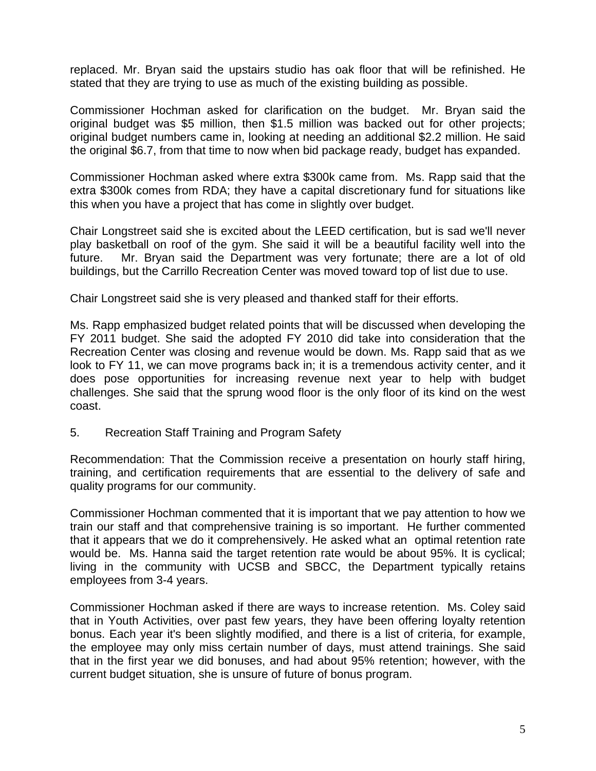replaced. Mr. Bryan said the upstairs studio has oak floor that will be refinished. He stated that they are trying to use as much of the existing building as possible.

Commissioner Hochman asked for clarification on the budget. Mr. Bryan said the original budget was $5 million, then $1.5 million was backed out for other projects; original budget numbers came in, looking at needing an additional $2.2 million. He said the original $6.7, from that time to now when bid package ready, budget has expanded.

Commissioner Hochman asked where extra $300k came from. Ms. Rapp said that the extra $300k comes from RDA; they have a capital discretionary fund for situations like this when you have a project that has come in slightly over budget.

Chair Longstreet said she is excited about the LEED certification, but is sad we'll never play basketball on roof of the gym. She said it will be a beautiful facility well into the future. Mr. Bryan said the Department was very fortunate; there are a lot of old buildings, but the Carrillo Recreation Center was moved toward top of list due to use.

Chair Longstreet said she is very pleased and thanked staff for their efforts.

Ms. Rapp emphasized budget related points that will be discussed when developing the FY 2011 budget. She said the adopted FY 2010 did take into consideration that the Recreation Center was closing and revenue would be down. Ms. Rapp said that as we look to FY 11, we can move programs back in; it is a tremendous activity center, and it does pose opportunities for increasing revenue next year to help with budget challenges. She said that the sprung wood floor is the only floor of its kind on the west coast.

5. Recreation Staff Training and Program Safety

Recommendation: That the Commission receive a presentation on hourly staff hiring, training, and certification requirements that are essential to the delivery of safe and quality programs for our community.

Commissioner Hochman commented that it is important that we pay attention to how we train our staff and that comprehensive training is so important. He further commented that it appears that we do it comprehensively. He asked what an optimal retention rate would be. Ms. Hanna said the target retention rate would be about 95%. It is cyclical; living in the community with UCSB and SBCC, the Department typically retains employees from 3-4 years.

Commissioner Hochman asked if there are ways to increase retention. Ms. Coley said that in Youth Activities, over past few years, they have been offering loyalty retention bonus. Each year it's been slightly modified, and there is a list of criteria, for example, the employee may only miss certain number of days, must attend trainings. She said that in the first year we did bonuses, and had about 95% retention; however, with the current budget situation, she is unsure of future of bonus program.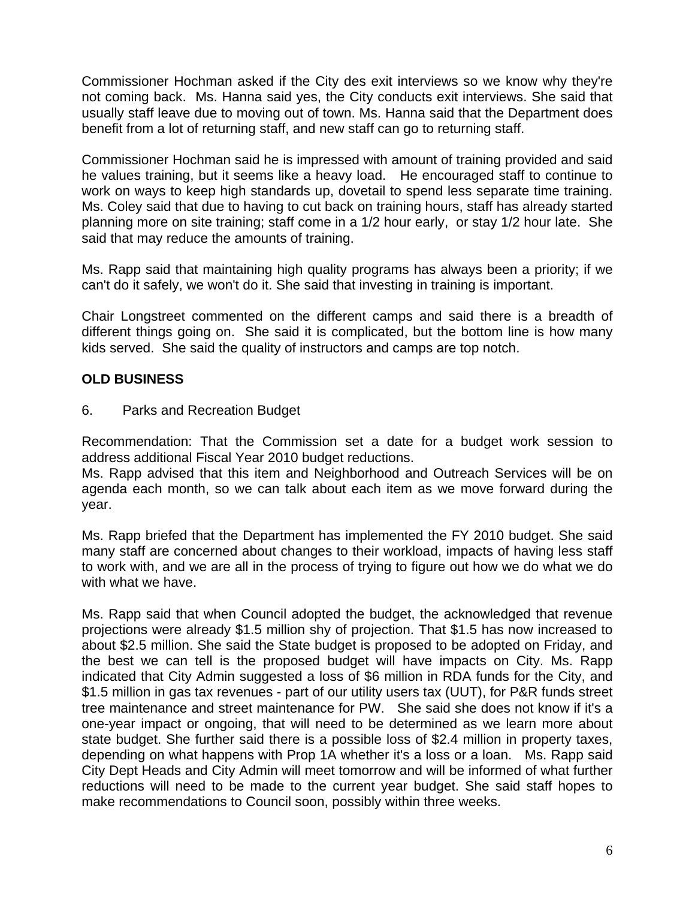Commissioner Hochman asked if the City des exit interviews so we know why they're not coming back. Ms. Hanna said yes, the City conducts exit interviews. She said that usually staff leave due to moving out of town. Ms. Hanna said that the Department does benefit from a lot of returning staff, and new staff can go to returning staff.

Commissioner Hochman said he is impressed with amount of training provided and said he values training, but it seems like a heavy load. He encouraged staff to continue to work on ways to keep high standards up, dovetail to spend less separate time training. Ms. Coley said that due to having to cut back on training hours, staff has already started planning more on site training; staff come in a 1/2 hour early, or stay 1/2 hour late. She said that may reduce the amounts of training.

Ms. Rapp said that maintaining high quality programs has always been a priority; if we can't do it safely, we won't do it. She said that investing in training is important.

Chair Longstreet commented on the different camps and said there is a breadth of different things going on. She said it is complicated, but the bottom line is how many kids served. She said the quality of instructors and camps are top notch.

## OLD BUSINESS

6. Parks and Recreation Budget

Recommendation: That the Commission set a date for a budget work session to address additional Fiscal Year 2010 budget reductions.
Ms. Rapp advised that this item and Neighborhood and Outreach Services will be on agenda each month, so we can talk about each item as we move forward during the year.

Ms. Rapp briefed that the Department has implemented the FY 2010 budget. She said many staff are concerned about changes to their workload, impacts of having less staff to work with, and we are all in the process of trying to figure out how we do what we do with what we have.

Ms. Rapp said that when Council adopted the budget, the acknowledged that revenue projections were already $1.5 million shy of projection. That $1.5 has now increased to about $2.5 million. She said the State budget is proposed to be adopted on Friday, and the best we can tell is the proposed budget will have impacts on City. Ms. Rapp indicated that City Admin suggested a loss of $6 million in RDA funds for the City, and $1.5 million in gas tax revenues - part of our utility users tax (UUT), for P&R funds street tree maintenance and street maintenance for PW. She said she does not know if it's a one-year impact or ongoing, that will need to be determined as we learn more about state budget. She further said there is a possible loss of $2.4 million in property taxes, depending on what happens with Prop 1A whether it's a loss or a loan. Ms. Rapp said City Dept Heads and City Admin will meet tomorrow and will be informed of what further reductions will need to be made to the current year budget. She said staff hopes to make recommendations to Council soon, possibly within three weeks.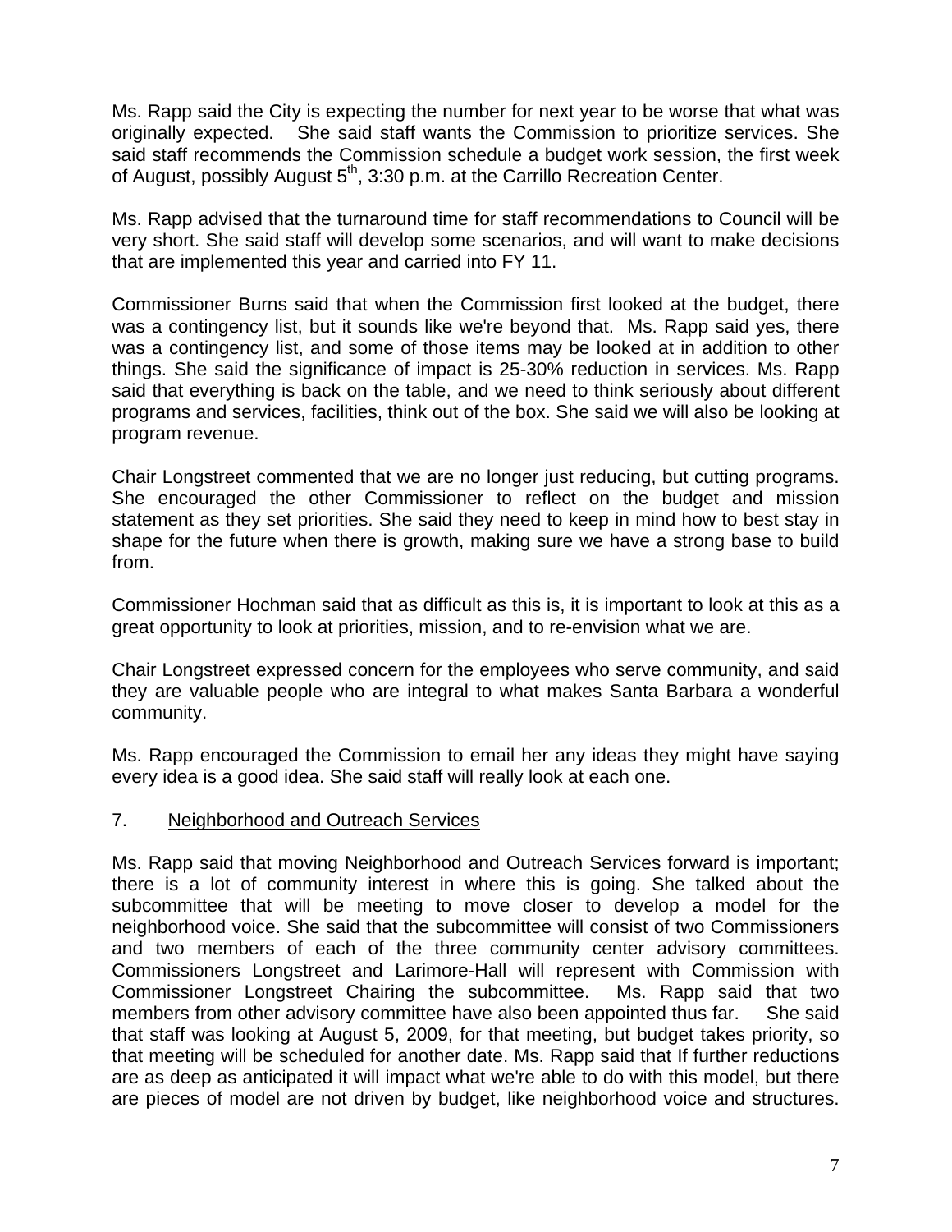Ms. Rapp said the City is expecting the number for next year to be worse that what was originally expected. She said staff wants the Commission to prioritize services. She said staff recommends the Commission schedule a budget work session, the first week of August, possibly August 5th, 3:30 p.m. at the Carrillo Recreation Center.

Ms. Rapp advised that the turnaround time for staff recommendations to Council will be very short. She said staff will develop some scenarios, and will want to make decisions that are implemented this year and carried into FY 11.

Commissioner Burns said that when the Commission first looked at the budget, there was a contingency list, but it sounds like we're beyond that. Ms. Rapp said yes, there was a contingency list, and some of those items may be looked at in addition to other things. She said the significance of impact is 25-30% reduction in services. Ms. Rapp said that everything is back on the table, and we need to think seriously about different programs and services, facilities, think out of the box. She said we will also be looking at program revenue.

Chair Longstreet commented that we are no longer just reducing, but cutting programs. She encouraged the other Commissioner to reflect on the budget and mission statement as they set priorities. She said they need to keep in mind how to best stay in shape for the future when there is growth, making sure we have a strong base to build from.

Commissioner Hochman said that as difficult as this is, it is important to look at this as a great opportunity to look at priorities, mission, and to re-envision what we are.

Chair Longstreet expressed concern for the employees who serve community, and said they are valuable people who are integral to what makes Santa Barbara a wonderful community.

Ms. Rapp encouraged the Commission to email her any ideas they might have saying every idea is a good idea. She said staff will really look at each one.

7. Neighborhood and Outreach Services

Ms. Rapp said that moving Neighborhood and Outreach Services forward is important; there is a lot of community interest in where this is going. She talked about the subcommittee that will be meeting to move closer to develop a model for the neighborhood voice. She said that the subcommittee will consist of two Commissioners and two members of each of the three community center advisory committees. Commissioners Longstreet and Larimore-Hall will represent with Commission with Commissioner Longstreet Chairing the subcommittee. Ms. Rapp said that two members from other advisory committee have also been appointed thus far. She said that staff was looking at August 5, 2009, for that meeting, but budget takes priority, so that meeting will be scheduled for another date. Ms. Rapp said that If further reductions are as deep as anticipated it will impact what we're able to do with this model, but there are pieces of model are not driven by budget, like neighborhood voice and structures.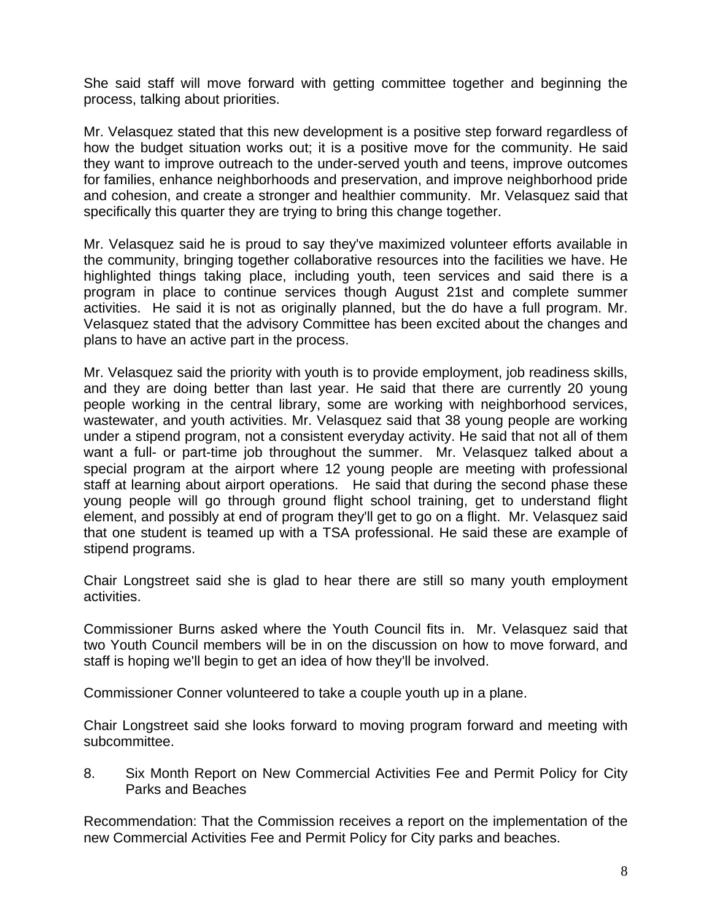She said staff will move forward with getting committee together and beginning the process, talking about priorities.

Mr. Velasquez stated that this new development is a positive step forward regardless of how the budget situation works out; it is a positive move for the community. He said they want to improve outreach to the under-served youth and teens, improve outcomes for families, enhance neighborhoods and preservation, and improve neighborhood pride and cohesion, and create a stronger and healthier community. Mr. Velasquez said that specifically this quarter they are trying to bring this change together.

Mr. Velasquez said he is proud to say they've maximized volunteer efforts available in the community, bringing together collaborative resources into the facilities we have. He highlighted things taking place, including youth, teen services and said there is a program in place to continue services though August 21st and complete summer activities. He said it is not as originally planned, but the do have a full program. Mr. Velasquez stated that the advisory Committee has been excited about the changes and plans to have an active part in the process.

Mr. Velasquez said the priority with youth is to provide employment, job readiness skills, and they are doing better than last year. He said that there are currently 20 young people working in the central library, some are working with neighborhood services, wastewater, and youth activities. Mr. Velasquez said that 38 young people are working under a stipend program, not a consistent everyday activity. He said that not all of them want a full- or part-time job throughout the summer. Mr. Velasquez talked about a special program at the airport where 12 young people are meeting with professional staff at learning about airport operations. He said that during the second phase these young people will go through ground flight school training, get to understand flight element, and possibly at end of program they'll get to go on a flight. Mr. Velasquez said that one student is teamed up with a TSA professional. He said these are example of stipend programs.

Chair Longstreet said she is glad to hear there are still so many youth employment activities.

Commissioner Burns asked where the Youth Council fits in. Mr. Velasquez said that two Youth Council members will be in on the discussion on how to move forward, and staff is hoping we'll begin to get an idea of how they'll be involved.

Commissioner Conner volunteered to take a couple youth up in a plane.

Chair Longstreet said she looks forward to moving program forward and meeting with subcommittee.

8. Six Month Report on New Commercial Activities Fee and Permit Policy for City Parks and Beaches

Recommendation: That the Commission receives a report on the implementation of the new Commercial Activities Fee and Permit Policy for City parks and beaches.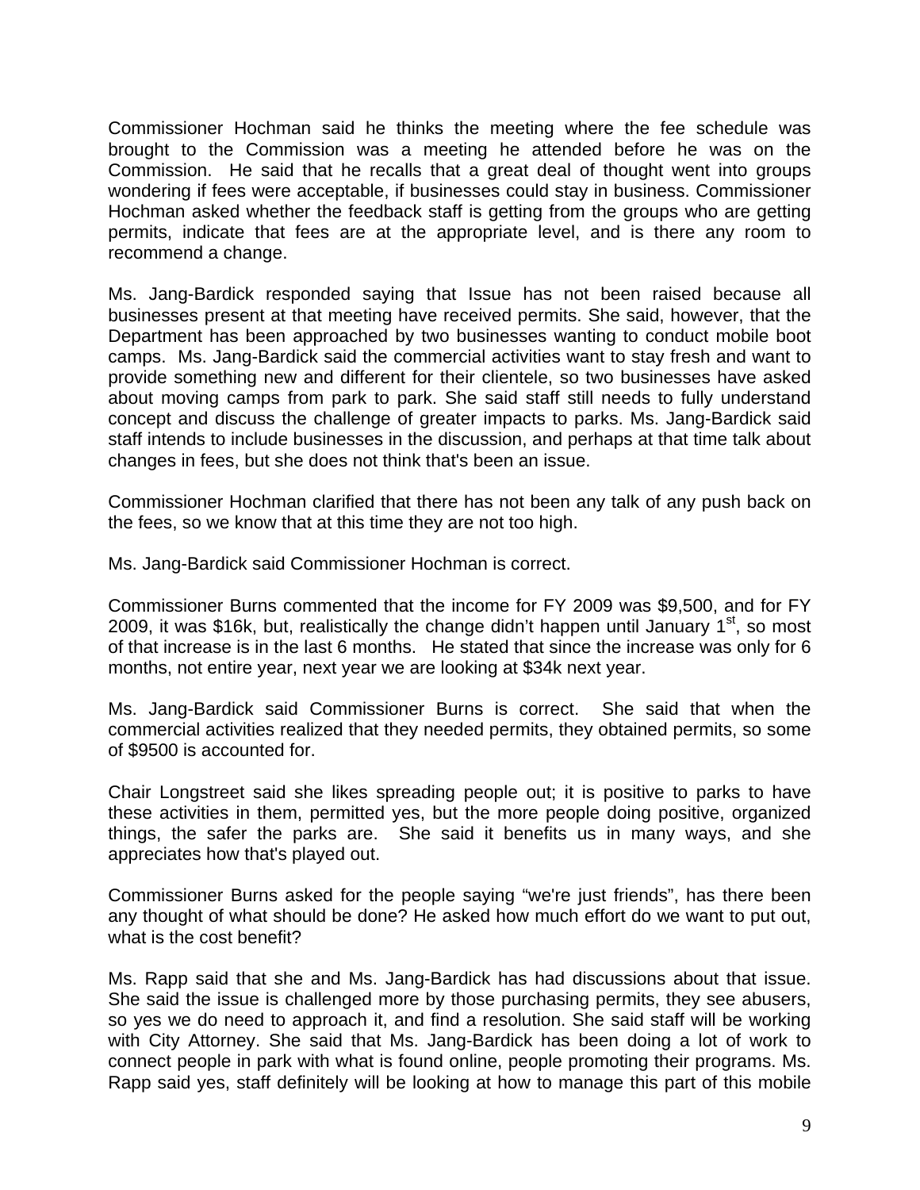Commissioner Hochman said he thinks the meeting where the fee schedule was brought to the Commission was a meeting he attended before he was on the Commission. He said that he recalls that a great deal of thought went into groups wondering if fees were acceptable, if businesses could stay in business. Commissioner Hochman asked whether the feedback staff is getting from the groups who are getting permits, indicate that fees are at the appropriate level, and is there any room to recommend a change.

Ms. Jang-Bardick responded saying that Issue has not been raised because all businesses present at that meeting have received permits. She said, however, that the Department has been approached by two businesses wanting to conduct mobile boot camps. Ms. Jang-Bardick said the commercial activities want to stay fresh and want to provide something new and different for their clientele, so two businesses have asked about moving camps from park to park. She said staff still needs to fully understand concept and discuss the challenge of greater impacts to parks. Ms. Jang-Bardick said staff intends to include businesses in the discussion, and perhaps at that time talk about changes in fees, but she does not think that's been an issue.

Commissioner Hochman clarified that there has not been any talk of any push back on the fees, so we know that at this time they are not too high.

Ms. Jang-Bardick said Commissioner Hochman is correct.

Commissioner Burns commented that the income for FY 2009 was $9,500, and for FY 2009, it was $16k, but, realistically the change didn't happen until January 1st, so most of that increase is in the last 6 months. He stated that since the increase was only for 6 months, not entire year, next year we are looking at $34k next year.

Ms. Jang-Bardick said Commissioner Burns is correct. She said that when the commercial activities realized that they needed permits, they obtained permits, so some of $9500 is accounted for.

Chair Longstreet said she likes spreading people out; it is positive to parks to have these activities in them, permitted yes, but the more people doing positive, organized things, the safer the parks are. She said it benefits us in many ways, and she appreciates how that's played out.

Commissioner Burns asked for the people saying "we're just friends", has there been any thought of what should be done? He asked how much effort do we want to put out, what is the cost benefit?

Ms. Rapp said that she and Ms. Jang-Bardick has had discussions about that issue. She said the issue is challenged more by those purchasing permits, they see abusers, so yes we do need to approach it, and find a resolution. She said staff will be working with City Attorney. She said that Ms. Jang-Bardick has been doing a lot of work to connect people in park with what is found online, people promoting their programs. Ms. Rapp said yes, staff definitely will be looking at how to manage this part of this mobile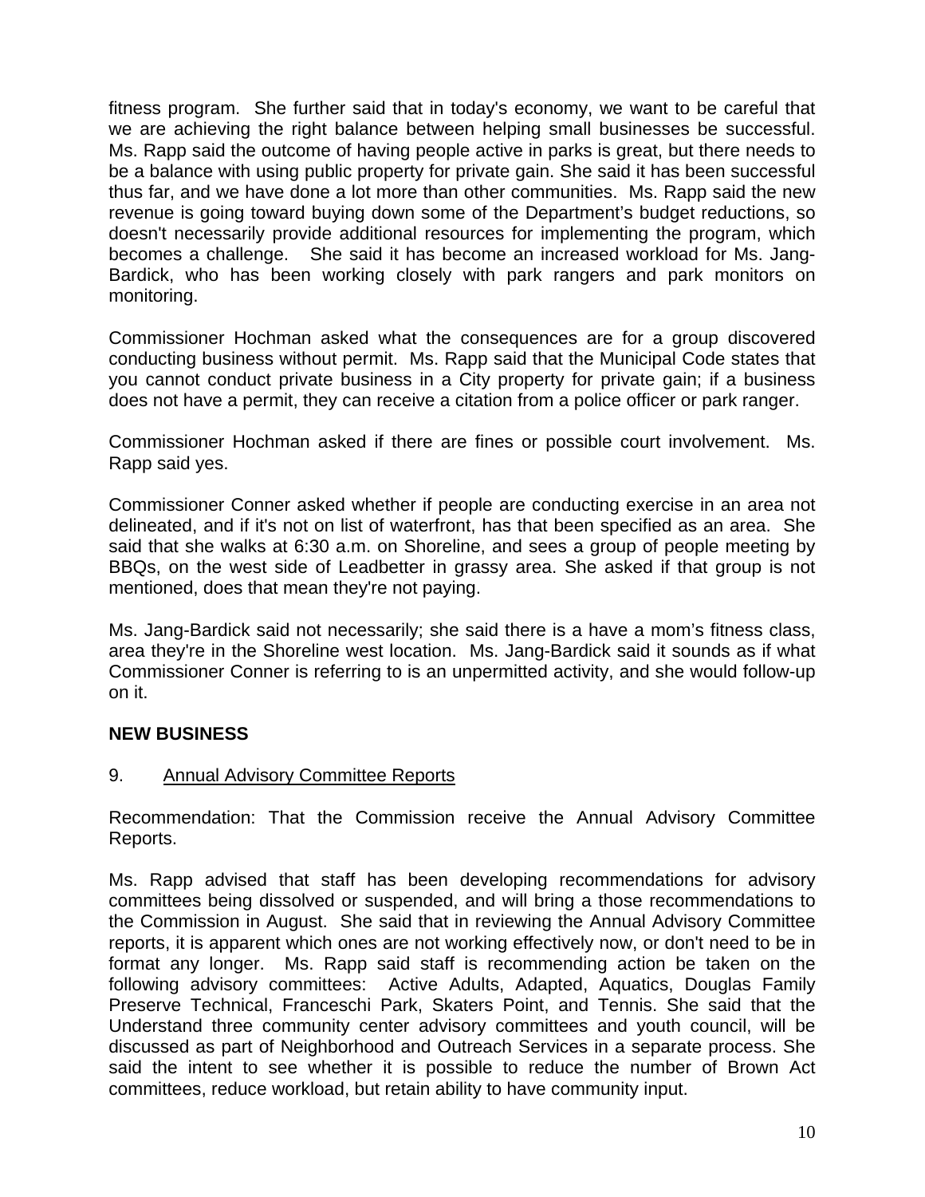fitness program. She further said that in today's economy, we want to be careful that we are achieving the right balance between helping small businesses be successful. Ms. Rapp said the outcome of having people active in parks is great, but there needs to be a balance with using public property for private gain. She said it has been successful thus far, and we have done a lot more than other communities. Ms. Rapp said the new revenue is going toward buying down some of the Department's budget reductions, so doesn't necessarily provide additional resources for implementing the program, which becomes a challenge. She said it has become an increased workload for Ms. Jang-Bardick, who has been working closely with park rangers and park monitors on monitoring.

Commissioner Hochman asked what the consequences are for a group discovered conducting business without permit. Ms. Rapp said that the Municipal Code states that you cannot conduct private business in a City property for private gain; if a business does not have a permit, they can receive a citation from a police officer or park ranger.

Commissioner Hochman asked if there are fines or possible court involvement. Ms. Rapp said yes.

Commissioner Conner asked whether if people are conducting exercise in an area not delineated, and if it's not on list of waterfront, has that been specified as an area. She said that she walks at 6:30 a.m. on Shoreline, and sees a group of people meeting by BBQs, on the west side of Leadbetter in grassy area. She asked if that group is not mentioned, does that mean they're not paying.

Ms. Jang-Bardick said not necessarily; she said there is a have a mom's fitness class, area they're in the Shoreline west location. Ms. Jang-Bardick said it sounds as if what Commissioner Conner is referring to is an unpermitted activity, and she would follow-up on it.

**NEW BUSINESS**

9. Annual Advisory Committee Reports

Recommendation: That the Commission receive the Annual Advisory Committee Reports.

Ms. Rapp advised that staff has been developing recommendations for advisory committees being dissolved or suspended, and will bring a those recommendations to the Commission in August. She said that in reviewing the Annual Advisory Committee reports, it is apparent which ones are not working effectively now, or don't need to be in format any longer. Ms. Rapp said staff is recommending action be taken on the following advisory committees: Active Adults, Adapted, Aquatics, Douglas Family Preserve Technical, Franceschi Park, Skaters Point, and Tennis. She said that the Understand three community center advisory committees and youth council, will be discussed as part of Neighborhood and Outreach Services in a separate process. She said the intent to see whether it is possible to reduce the number of Brown Act committees, reduce workload, but retain ability to have community input.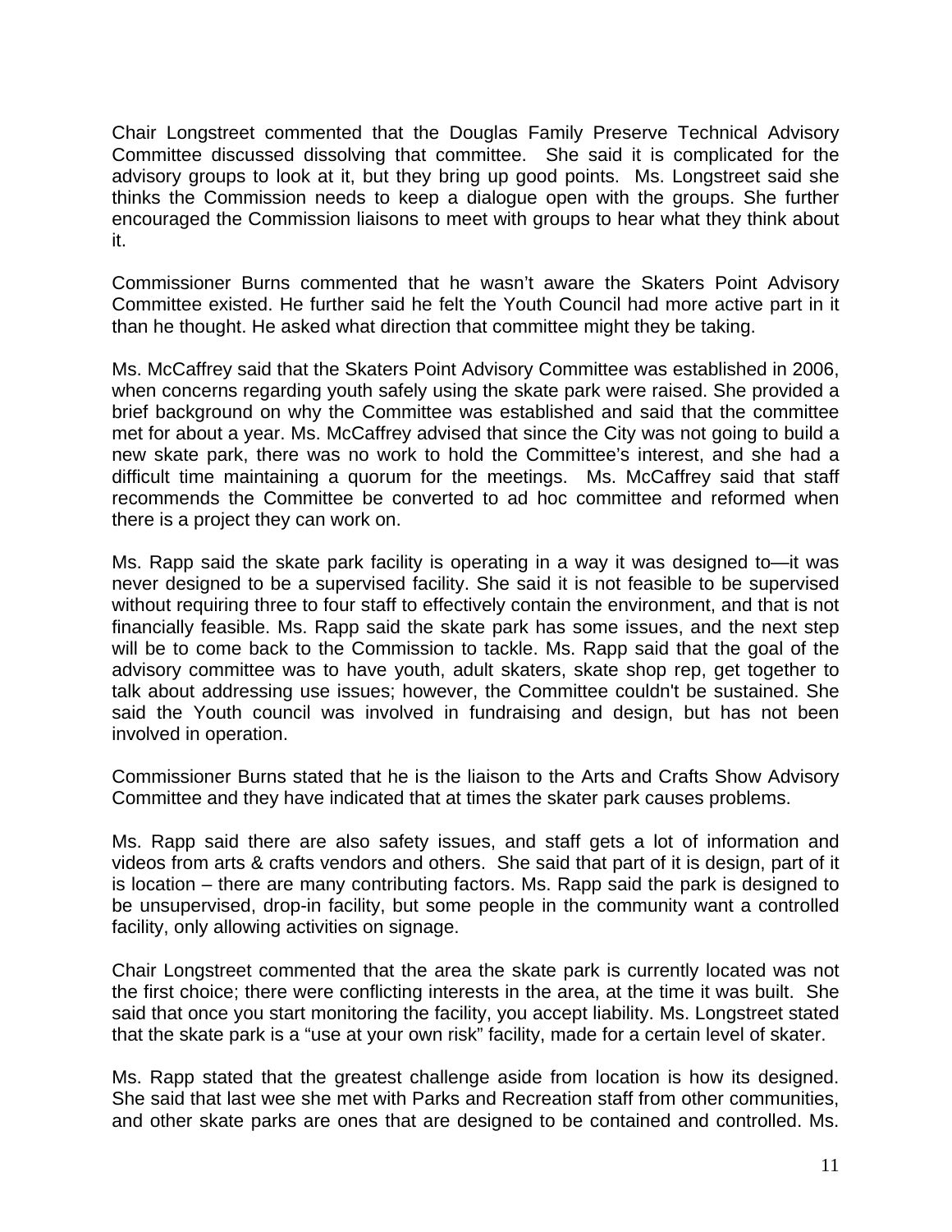Chair Longstreet commented that the Douglas Family Preserve Technical Advisory Committee discussed dissolving that committee. She said it is complicated for the advisory groups to look at it, but they bring up good points. Ms. Longstreet said she thinks the Commission needs to keep a dialogue open with the groups. She further encouraged the Commission liaisons to meet with groups to hear what they think about it.

Commissioner Burns commented that he wasn't aware the Skaters Point Advisory Committee existed. He further said he felt the Youth Council had more active part in it than he thought. He asked what direction that committee might they be taking.

Ms. McCaffrey said that the Skaters Point Advisory Committee was established in 2006, when concerns regarding youth safely using the skate park were raised. She provided a brief background on why the Committee was established and said that the committee met for about a year. Ms. McCaffrey advised that since the City was not going to build a new skate park, there was no work to hold the Committee's interest, and she had a difficult time maintaining a quorum for the meetings. Ms. McCaffrey said that staff recommends the Committee be converted to ad hoc committee and reformed when there is a project they can work on.

Ms. Rapp said the skate park facility is operating in a way it was designed to—it was never designed to be a supervised facility. She said it is not feasible to be supervised without requiring three to four staff to effectively contain the environment, and that is not financially feasible. Ms. Rapp said the skate park has some issues, and the next step will be to come back to the Commission to tackle. Ms. Rapp said that the goal of the advisory committee was to have youth, adult skaters, skate shop rep, get together to talk about addressing use issues; however, the Committee couldn't be sustained. She said the Youth council was involved in fundraising and design, but has not been involved in operation.

Commissioner Burns stated that he is the liaison to the Arts and Crafts Show Advisory Committee and they have indicated that at times the skater park causes problems.

Ms. Rapp said there are also safety issues, and staff gets a lot of information and videos from arts & crafts vendors and others. She said that part of it is design, part of it is location – there are many contributing factors. Ms. Rapp said the park is designed to be unsupervised, drop-in facility, but some people in the community want a controlled facility, only allowing activities on signage.

Chair Longstreet commented that the area the skate park is currently located was not the first choice; there were conflicting interests in the area, at the time it was built. She said that once you start monitoring the facility, you accept liability. Ms. Longstreet stated that the skate park is a "use at your own risk" facility, made for a certain level of skater.

Ms. Rapp stated that the greatest challenge aside from location is how its designed. She said that last wee she met with Parks and Recreation staff from other communities, and other skate parks are ones that are designed to be contained and controlled. Ms.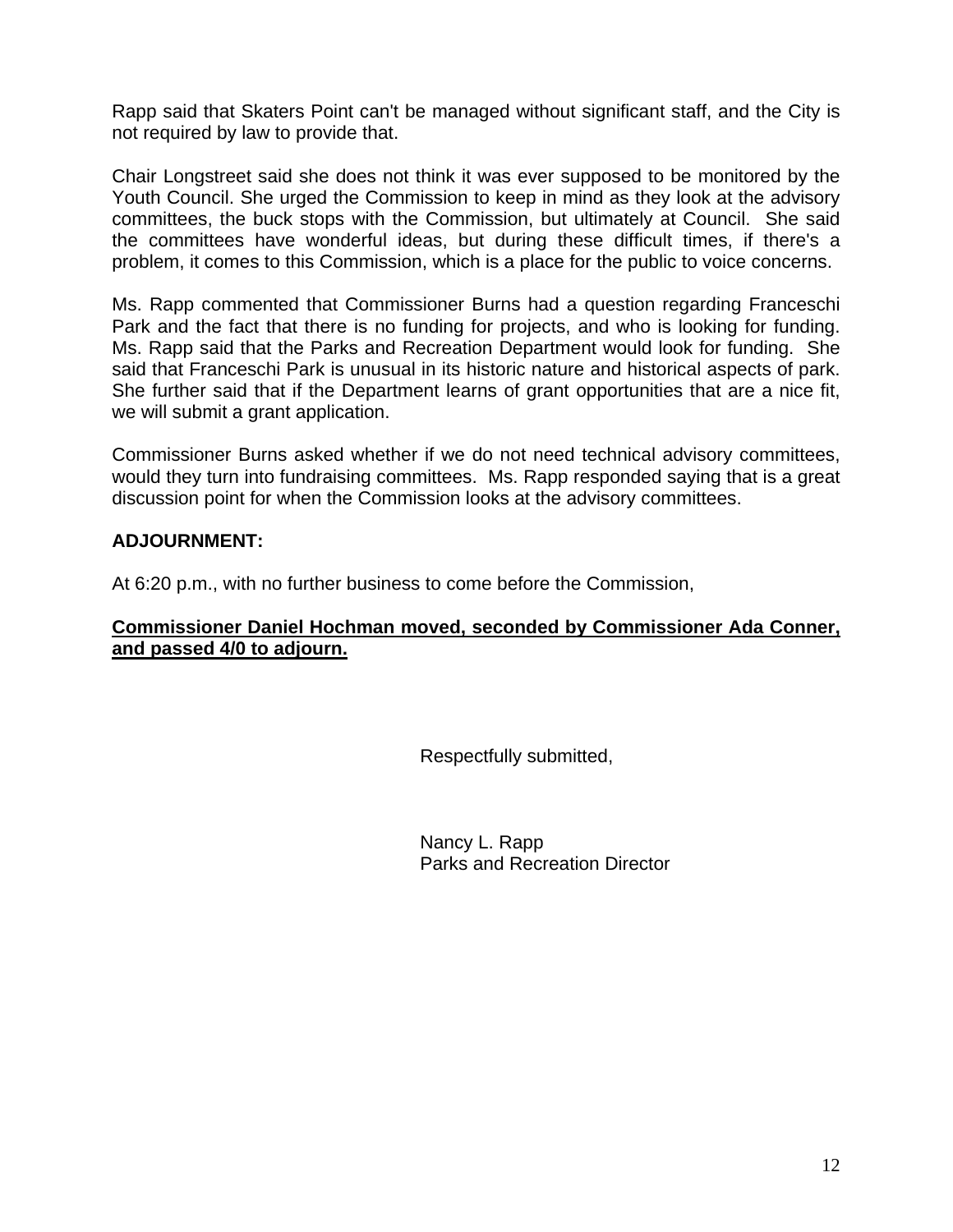Rapp said that Skaters Point can't be managed without significant staff, and the City is not required by law to provide that.

Chair Longstreet said she does not think it was ever supposed to be monitored by the Youth Council. She urged the Commission to keep in mind as they look at the advisory committees, the buck stops with the Commission, but ultimately at Council. She said the committees have wonderful ideas, but during these difficult times, if there's a problem, it comes to this Commission, which is a place for the public to voice concerns.

Ms. Rapp commented that Commissioner Burns had a question regarding Franceschi Park and the fact that there is no funding for projects, and who is looking for funding. Ms. Rapp said that the Parks and Recreation Department would look for funding. She said that Franceschi Park is unusual in its historic nature and historical aspects of park. She further said that if the Department learns of grant opportunities that are a nice fit, we will submit a grant application.

Commissioner Burns asked whether if we do not need technical advisory committees, would they turn into fundraising committees. Ms. Rapp responded saying that is a great discussion point for when the Commission looks at the advisory committees.

**ADJOURNMENT:**

At 6:20 p.m., with no further business to come before the Commission,

**Commissioner Daniel Hochman moved, seconded by Commissioner Ada Conner, and passed 4/0 to adjourn.**

Respectfully submitted,

Nancy L. Rapp
Parks and Recreation Director